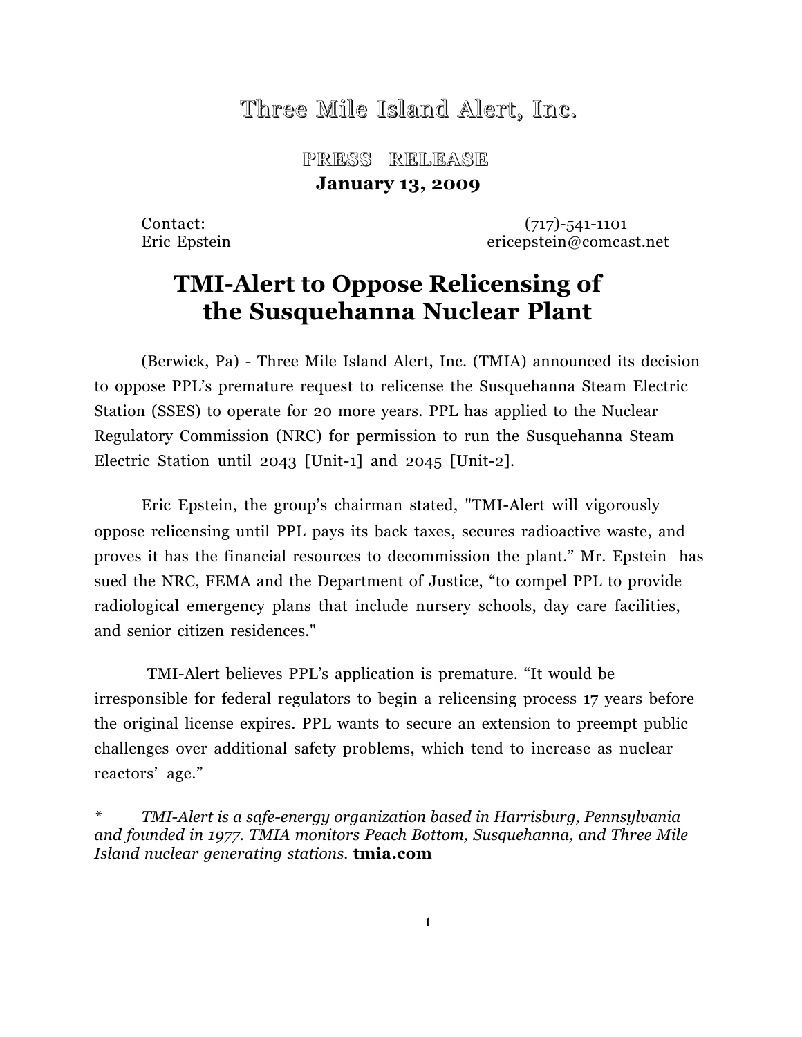# Three Mile Island Alert, Inc.

**PRESS RELEASE**

**January 13, 2009**

Contact: (717)-541-1101
Eric Epstein ericepstein@comcast.net

## TMI-Alert to Oppose Relicensing of the Susquehanna Nuclear Plant

(Berwick, Pa) - Three Mile Island Alert, Inc. (TMIA) announced its decision to oppose PPL's premature request to relicense the Susquehanna Steam Electric Station (SSES) to operate for 20 more years. PPL has applied to the Nuclear Regulatory Commission (NRC) for permission to run the Susquehanna Steam Electric Station until 2043 [Unit-1] and 2045 [Unit-2].

Eric Epstein, the group's chairman stated, "TMI-Alert will vigorously oppose relicensing until PPL pays its back taxes, secures radioactive waste, and proves it has the financial resources to decommission the plant." Mr. Epstein has sued the NRC, FEMA and the Department of Justice, "to compel PPL to provide radiological emergency plans that include nursery schools, day care facilities, and senior citizen residences."

TMI-Alert believes PPL's application is premature. "It would be irresponsible for federal regulators to begin a relicensing process 17 years before the original license expires. PPL wants to secure an extension to preempt public challenges over additional safety problems, which tend to increase as nuclear reactors' age."

\* *TMI-Alert is a safe-energy organization based in Harrisburg, Pennsylvania and founded in 1977. TMIA monitors Peach Bottom, Susquehanna, and Three Mile Island nuclear generating stations.* **tmia.com**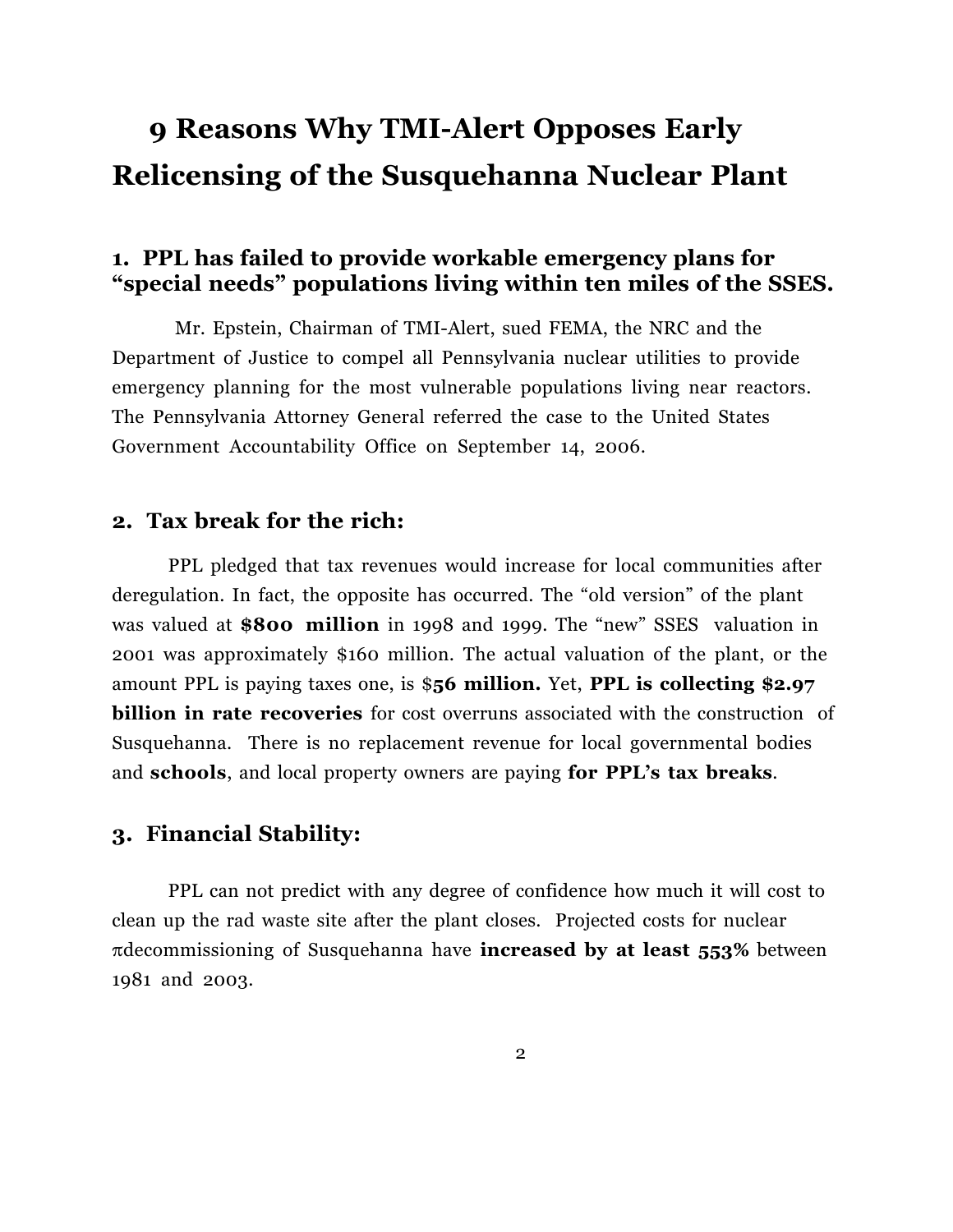# 9 Reasons Why TMI-Alert Opposes Early Relicensing of the Susquehanna Nuclear Plant

## 1. PPL has failed to provide workable emergency plans for "special needs" populations living within ten miles of the SSES.

Mr. Epstein, Chairman of TMI-Alert, sued FEMA, the NRC and the Department of Justice to compel all Pennsylvania nuclear utilities to provide emergency planning for the most vulnerable populations living near reactors. The Pennsylvania Attorney General referred the case to the United States Government Accountability Office on September 14, 2006.

## 2. Tax break for the rich:

PPL pledged that tax revenues would increase for local communities after deregulation. In fact, the opposite has occurred. The "old version" of the plant was valued at **$800 million** in 1998 and 1999. The "new" SSES valuation in 2001 was approximately $160 million. The actual valuation of the plant, or the amount PPL is paying taxes one, is $**56 million.** Yet, **PPL is collecting $2.97 billion in rate recoveries** for cost overruns associated with the construction of Susquehanna. There is no replacement revenue for local governmental bodies and **schools**, and local property owners are paying **for PPL's tax breaks**.

## 3. Financial Stability:

PPL can not predict with any degree of confidence how much it will cost to clean up the rad waste site after the plant closes. Projected costs for nuclear πdecommissioning of Susquehanna have **increased by at least 553%** between 1981 and 2003.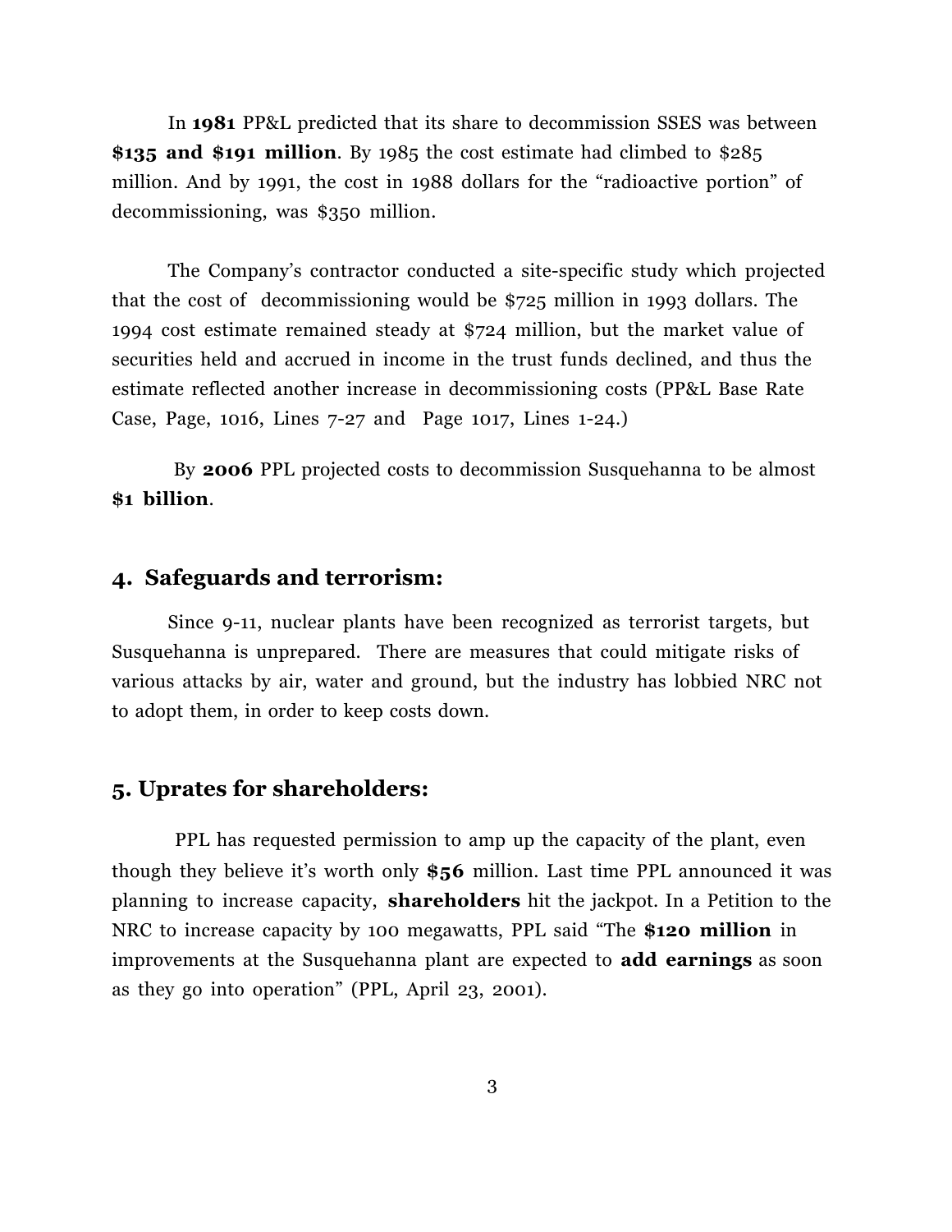In **1981** PP&L predicted that its share to decommission SSES was between **$135 and $191 million**. By 1985 the cost estimate had climbed to $285 million. And by 1991, the cost in 1988 dollars for the "radioactive portion" of decommissioning, was $350 million.

The Company's contractor conducted a site-specific study which projected that the cost of decommissioning would be $725 million in 1993 dollars. The 1994 cost estimate remained steady at $724 million, but the market value of securities held and accrued in income in the trust funds declined, and thus the estimate reflected another increase in decommissioning costs (PP&L Base Rate Case, Page, 1016, Lines 7-27 and Page 1017, Lines 1-24.)

By **2006** PPL projected costs to decommission Susquehanna to be almost **$1 billion**.

## 4. Safeguards and terrorism:

Since 9-11, nuclear plants have been recognized as terrorist targets, but Susquehanna is unprepared. There are measures that could mitigate risks of various attacks by air, water and ground, but the industry has lobbied NRC not to adopt them, in order to keep costs down.

## 5. Uprates for shareholders:

PPL has requested permission to amp up the capacity of the plant, even though they believe it's worth only **$56** million. Last time PPL announced it was planning to increase capacity, **shareholders** hit the jackpot. In a Petition to the NRC to increase capacity by 100 megawatts, PPL said "The **$120 million** in improvements at the Susquehanna plant are expected to **add earnings** as soon as they go into operation" (PPL, April 23, 2001).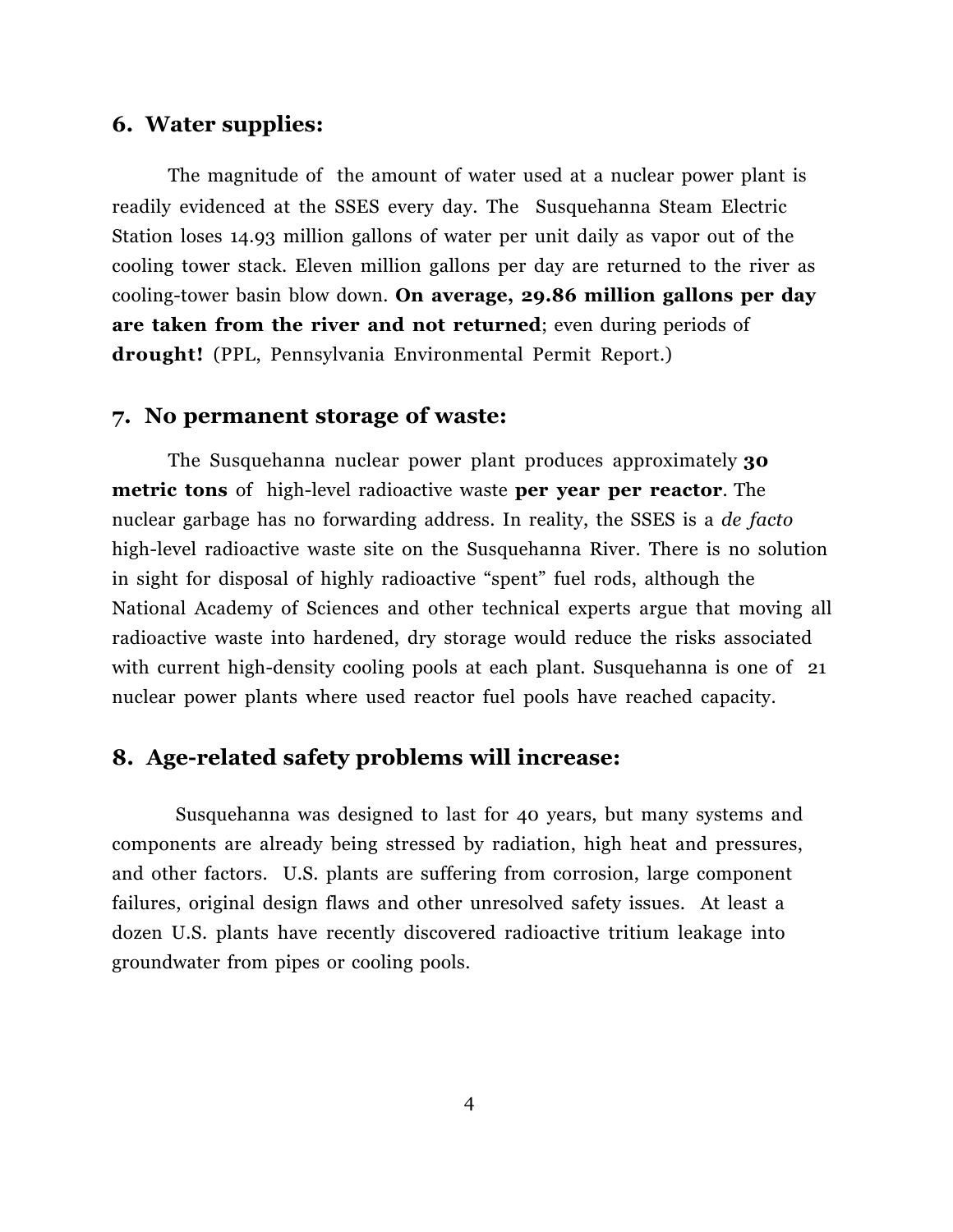## 6. Water supplies:

The magnitude of the amount of water used at a nuclear power plant is readily evidenced at the SSES every day. The Susquehanna Steam Electric Station loses 14.93 million gallons of water per unit daily as vapor out of the cooling tower stack. Eleven million gallons per day are returned to the river as cooling-tower basin blow down. **On average, 29.86 million gallons per day are taken from the river and not returned**; even during periods of **drought!** (PPL, Pennsylvania Environmental Permit Report.)

## 7. No permanent storage of waste:

The Susquehanna nuclear power plant produces approximately **30 metric tons** of high-level radioactive waste **per year per reactor**. The nuclear garbage has no forwarding address. In reality, the SSES is a *de facto* high-level radioactive waste site on the Susquehanna River. There is no solution in sight for disposal of highly radioactive "spent" fuel rods, although the National Academy of Sciences and other technical experts argue that moving all radioactive waste into hardened, dry storage would reduce the risks associated with current high-density cooling pools at each plant. Susquehanna is one of 21 nuclear power plants where used reactor fuel pools have reached capacity.

## 8. Age-related safety problems will increase:

Susquehanna was designed to last for 40 years, but many systems and components are already being stressed by radiation, high heat and pressures, and other factors. U.S. plants are suffering from corrosion, large component failures, original design flaws and other unresolved safety issues. At least a dozen U.S. plants have recently discovered radioactive tritium leakage into groundwater from pipes or cooling pools.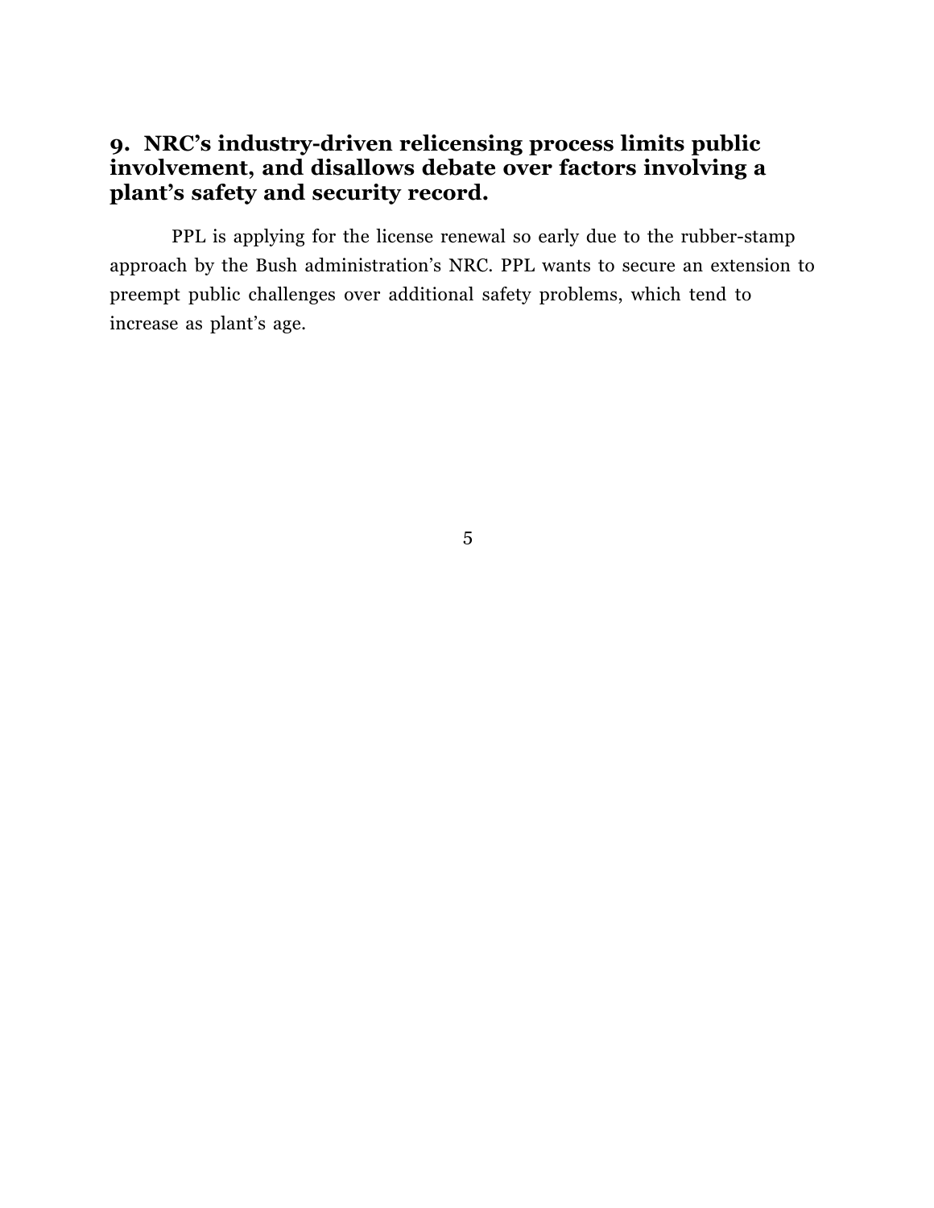## 9. NRC's industry-driven relicensing process limits public involvement, and disallows debate over factors involving a plant's safety and security record.

PPL is applying for the license renewal so early due to the rubber-stamp approach by the Bush administration's NRC. PPL wants to secure an extension to preempt public challenges over additional safety problems, which tend to increase as plant's age.